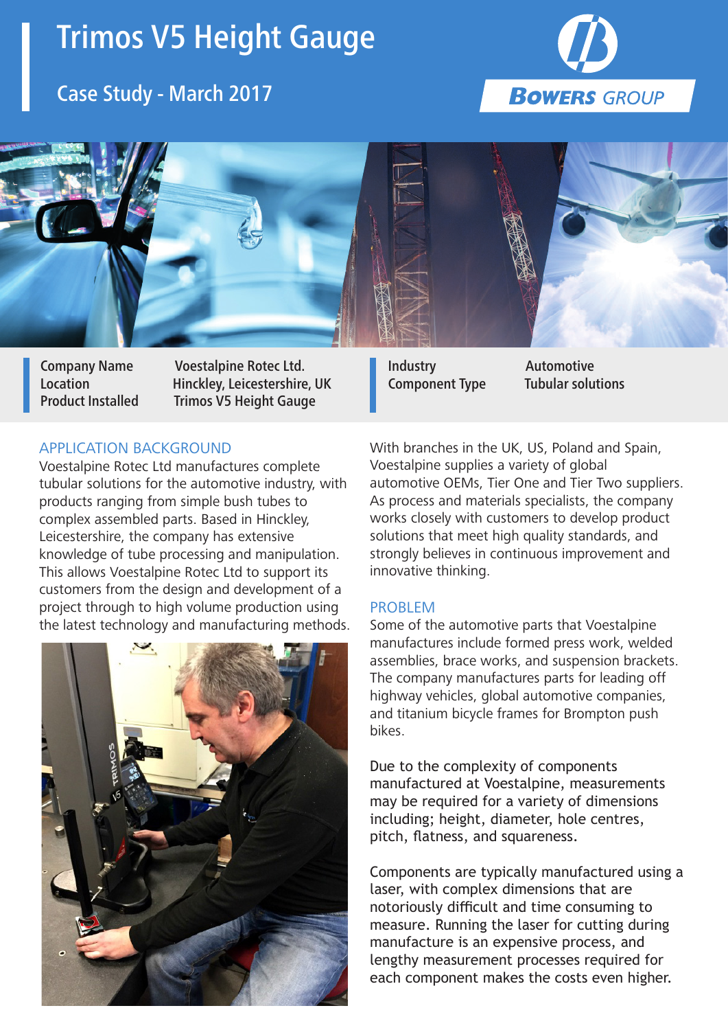# Trimos V5 Height Gauge

## Case Study - March 2017

BOWERS GROUP

| Company Name | Voestalpine Rotec Ltd. |
| --- | --- |
| Location | Hinckley, Leicestershire, UK |
| Product Installed | Trimos V5 Height Gauge |
| Industry | Automotive |
| Component Type | Tubular solutions |

## APPLICATION BACKGROUND

Voestalpine Rotec Ltd manufactures complete tubular solutions for the automotive industry, with products ranging from simple bush tubes to complex assembled parts. Based in Hinckley, Leicestershire, the company has extensive knowledge of tube processing and manipulation. This allows Voestalpine Rotec Ltd to support its customers from the design and development of a project through to high volume production using the latest technology and manufacturing methods.

With branches in the UK, US, Poland and Spain, Voestalpine supplies a variety of global automotive OEMs, Tier One and Tier Two suppliers. As process and materials specialists, the company works closely with customers to develop product solutions that meet high quality standards, and strongly believes in continuous improvement and innovative thinking.

## PROBLEM

Some of the automotive parts that Voestalpine manufactures include formed press work, welded assemblies, brace works, and suspension brackets. The company manufactures parts for leading off highway vehicles, global automotive companies, and titanium bicycle frames for Brompton push bikes.

Due to the complexity of components manufactured at Voestalpine, measurements may be required for a variety of dimensions including; height, diameter, hole centres, pitch, flatness, and squareness.

Components are typically manufactured using a laser, with complex dimensions that are notoriously difficult and time consuming to measure. Running the laser for cutting during manufacture is an expensive process, and lengthy measurement processes required for each component makes the costs even higher.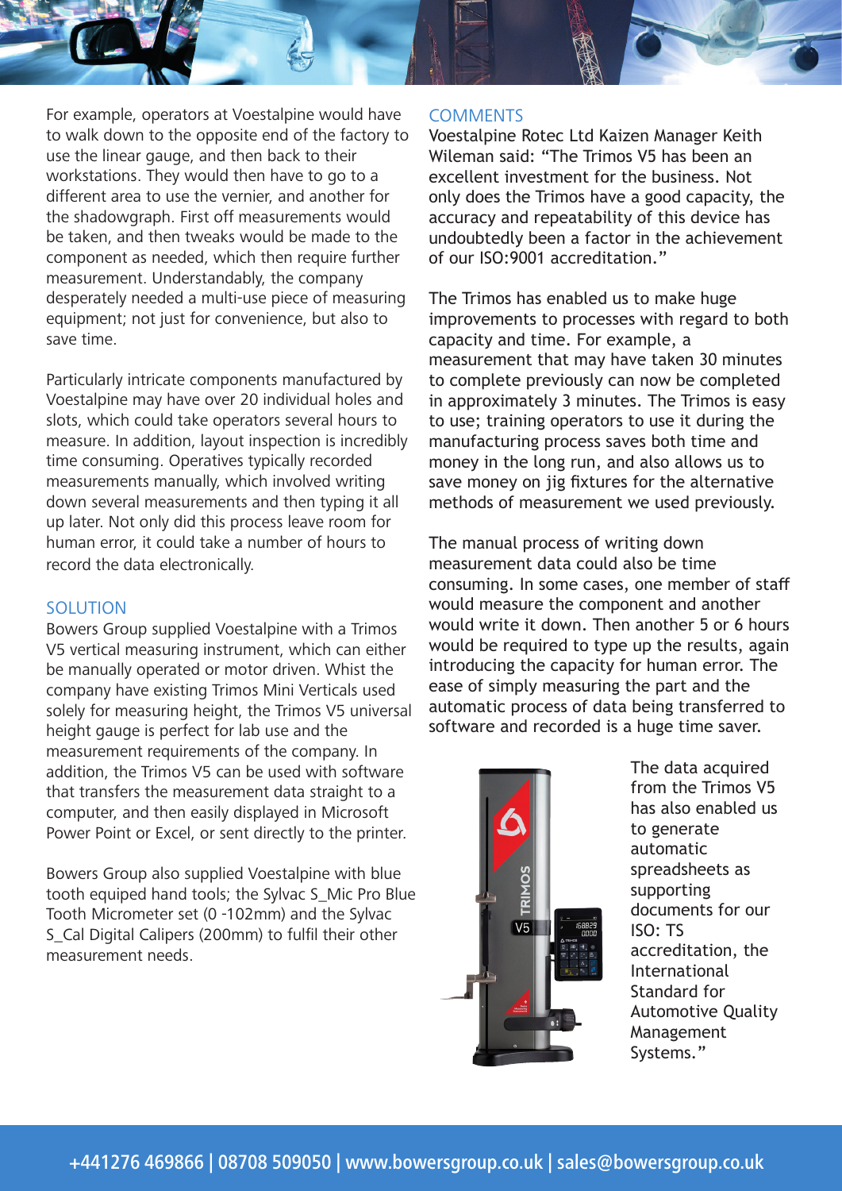For example, operators at Voestalpine would have to walk down to the opposite end of the factory to use the linear gauge, and then back to their workstations. They would then have to go to a different area to use the vernier, and another for the shadowgraph. First off measurements would be taken, and then tweaks would be made to the component as needed, which then require further measurement. Understandably, the company desperately needed a multi-use piece of measuring equipment; not just for convenience, but also to save time.

Particularly intricate components manufactured by Voestalpine may have over 20 individual holes and slots, which could take operators several hours to measure. In addition, layout inspection is incredibly time consuming. Operatives typically recorded measurements manually, which involved writing down several measurements and then typing it all up later. Not only did this process leave room for human error, it could take a number of hours to record the data electronically.

## SOLUTION

Bowers Group supplied Voestalpine with a Trimos V5 vertical measuring instrument, which can either be manually operated or motor driven. Whist the company have existing Trimos Mini Verticals used solely for measuring height, the Trimos V5 universal height gauge is perfect for lab use and the measurement requirements of the company. In addition, the Trimos V5 can be used with software that transfers the measurement data straight to a computer, and then easily displayed in Microsoft Power Point or Excel, or sent directly to the printer.

Bowers Group also supplied Voestalpine with blue tooth equiped hand tools; the Sylvac S_Mic Pro Blue Tooth Micrometer set (0 -102mm) and the Sylvac S_Cal Digital Calipers (200mm) to fulfil their other measurement needs.

## COMMENTS

Voestalpine Rotec Ltd Kaizen Manager Keith Wileman said: "The Trimos V5 has been an excellent investment for the business. Not only does the Trimos have a good capacity, the accuracy and repeatability of this device has undoubtedly been a factor in the achievement of our ISO:9001 accreditation."

The Trimos has enabled us to make huge improvements to processes with regard to both capacity and time. For example, a measurement that may have taken 30 minutes to complete previously can now be completed in approximately 3 minutes. The Trimos is easy to use; training operators to use it during the manufacturing process saves both time and money in the long run, and also allows us to save money on jig fixtures for the alternative methods of measurement we used previously.

The manual process of writing down measurement data could also be time consuming. In some cases, one member of staff would measure the component and another would write it down. Then another 5 or 6 hours would be required to type up the results, again introducing the capacity for human error. The ease of simply measuring the part and the automatic process of data being transferred to software and recorded is a huge time saver.

The data acquired from the Trimos V5 has also enabled us to generate automatic spreadsheets as supporting documents for our ISO: TS accreditation, the International Standard for Automotive Quality Management Systems."